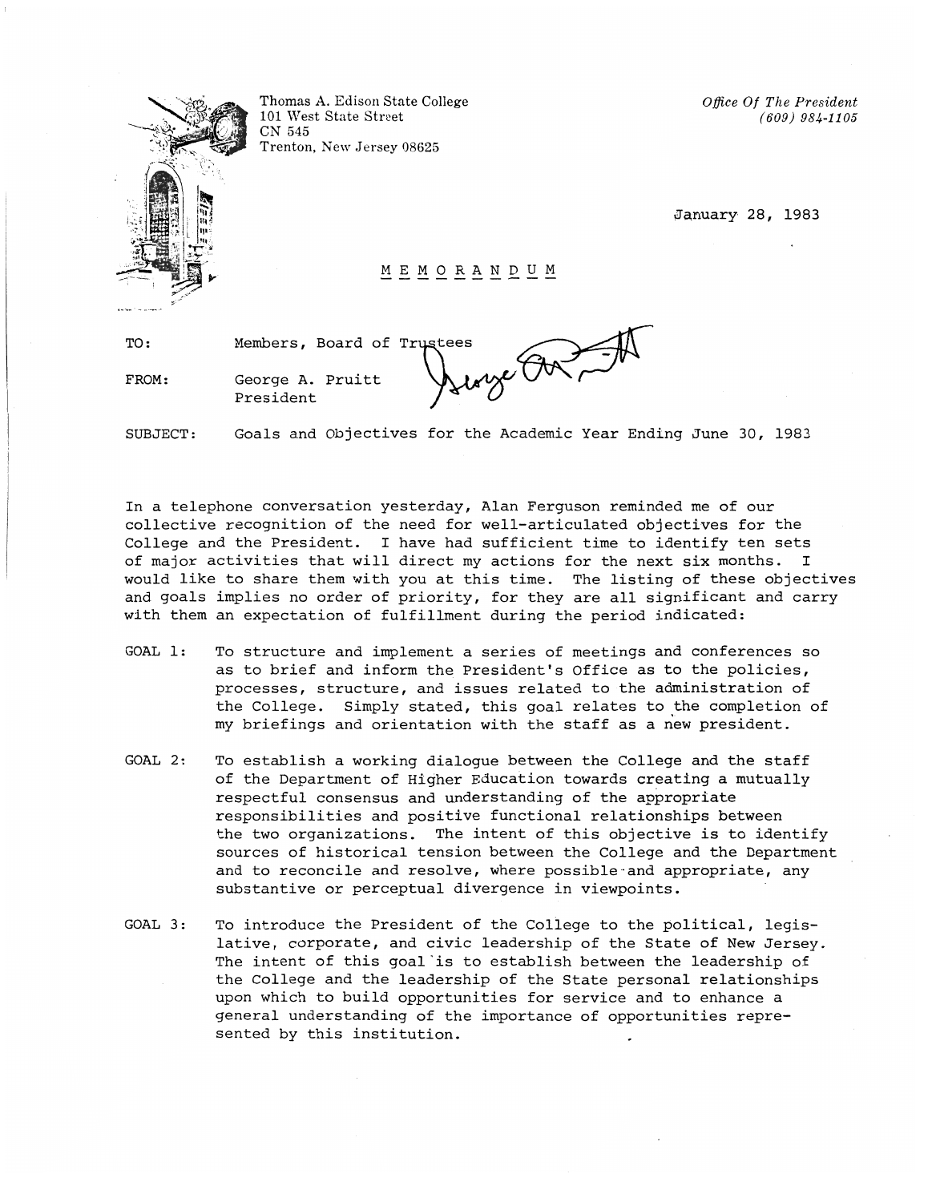Thomas A. Edison State College
101 West State Street
CN 545
Trenton, New Jersey 08625

*Office Of The President*
*(609) 984-1105*

January 28, 1983

# M E M O R A N D U M

TO: Members, Board of Trustees

FROM: George A. Pruitt
President

SUBJECT: Goals and Objectives for the Academic Year Ending June 30, 1983

In a telephone conversation yesterday, Alan Ferguson reminded me of our collective recognition of the need for well-articulated objectives for the College and the President. I have had sufficient time to identify ten sets of major activities that will direct my actions for the next six months. I would like to share them with you at this time. The listing of these objectives and goals implies no order of priority, for they are all significant and carry with them an expectation of fulfillment during the period indicated:

GOAL 1: To structure and implement a series of meetings and conferences so as to brief and inform the President's Office as to the policies, processes, structure, and issues related to the administration of the College. Simply stated, this goal relates to the completion of my briefings and orientation with the staff as a new president.

GOAL 2: To establish a working dialogue between the College and the staff of the Department of Higher Education towards creating a mutually respectful consensus and understanding of the appropriate responsibilities and positive functional relationships between the two organizations. The intent of this objective is to identify sources of historical tension between the College and the Department and to reconcile and resolve, where possible and appropriate, any substantive or perceptual divergence in viewpoints.

GOAL 3: To introduce the President of the College to the political, legislative, corporate, and civic leadership of the State of New Jersey. The intent of this goal is to establish between the leadership of the College and the leadership of the State personal relationships upon which to build opportunities for service and to enhance a general understanding of the importance of opportunities represented by this institution.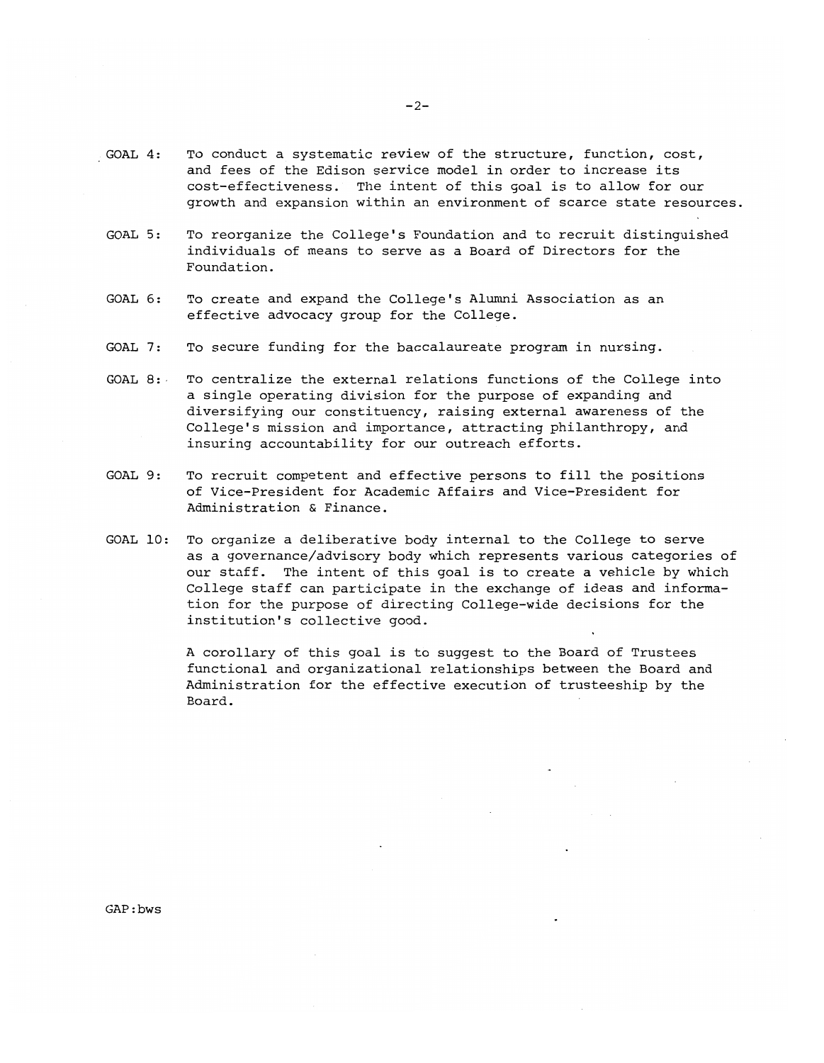GOAL 4: To conduct a systematic review of the structure, function, cost, and fees of the Edison service model in order to increase its cost-effectiveness. The intent of this goal is to allow for our growth and expansion within an environment of scarce state resources.

GOAL 5: To reorganize the College's Foundation and to recruit distinguished individuals of means to serve as a Board of Directors for the Foundation.

GOAL 6: To create and expand the College's Alumni Association as an effective advocacy group for the College.

GOAL 7: To secure funding for the baccalaureate program in nursing.

GOAL 8: To centralize the external relations functions of the College into a single operating division for the purpose of expanding and diversifying our constituency, raising external awareness of the College's mission and importance, attracting philanthropy, and insuring accountability for our outreach efforts.

GOAL 9: To recruit competent and effective persons to fill the positions of Vice-President for Academic Affairs and Vice-President for Administration & Finance.

GOAL 10: To organize a deliberative body internal to the College to serve as a governance/advisory body which represents various categories of our staff. The intent of this goal is to create a vehicle by which College staff can participate in the exchange of ideas and information for the purpose of directing College-wide decisions for the institution's collective good.

A corollary of this goal is to suggest to the Board of Trustees functional and organizational relationships between the Board and Administration for the effective execution of trusteeship by the Board.

GAP:bws